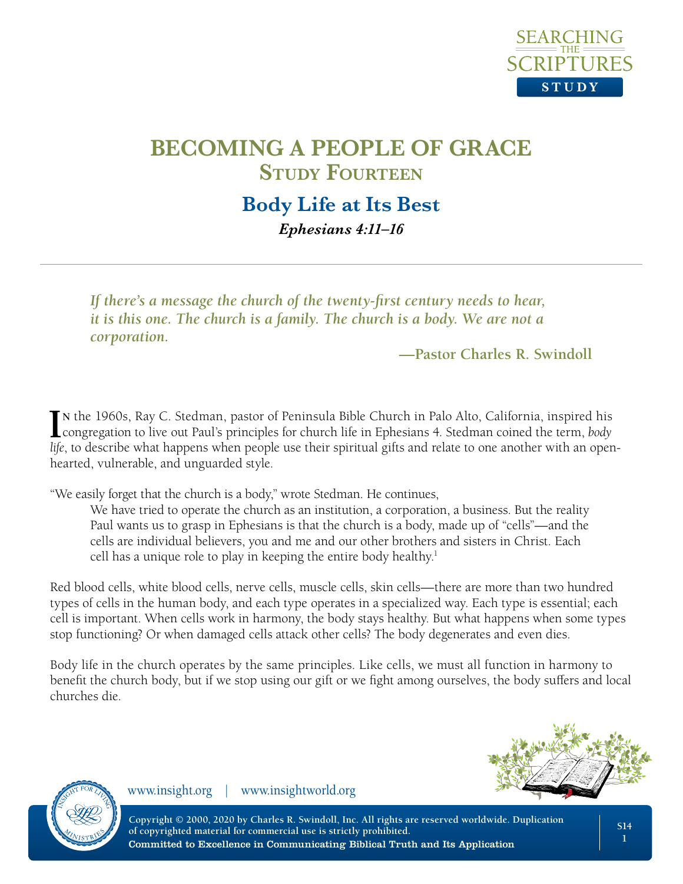# BECOMING A PEOPLE OF GRACE

## Study Fourteen

## Body Life at Its Best

***Ephesians 4:11–16***

---

***If there's a message the church of the twenty-first century needs to hear, it is this one. The church is a family. The church is a body. We are not a corporation.***

**—Pastor Charles R. Swindoll**

In the 1960s, Ray C. Stedman, pastor of Peninsula Bible Church in Palo Alto, California, inspired his congregation to live out Paul's principles for church life in Ephesians 4. Stedman coined the term, *body life*, to describe what happens when people use their spiritual gifts and relate to one another with an open-hearted, vulnerable, and unguarded style.

"We easily forget that the church is a body," wrote Stedman. He continues,

> We have tried to operate the church as an institution, a corporation, a business. But the reality Paul wants us to grasp in Ephesians is that the church is a body, made up of "cells"—and the cells are individual believers, you and me and our other brothers and sisters in Christ. Each cell has a unique role to play in keeping the entire body healthy.[1]

Red blood cells, white blood cells, nerve cells, muscle cells, skin cells—there are more than two hundred types of cells in the human body, and each type operates in a specialized way. Each type is essential; each cell is important. When cells work in harmony, the body stays healthy. But what happens when some types stop functioning? Or when damaged cells attack other cells? The body degenerates and even dies.

Body life in the church operates by the same principles. Like cells, we must all function in harmony to benefit the church body, but if we stop using our gift or we fight among ourselves, the body suffers and local churches die.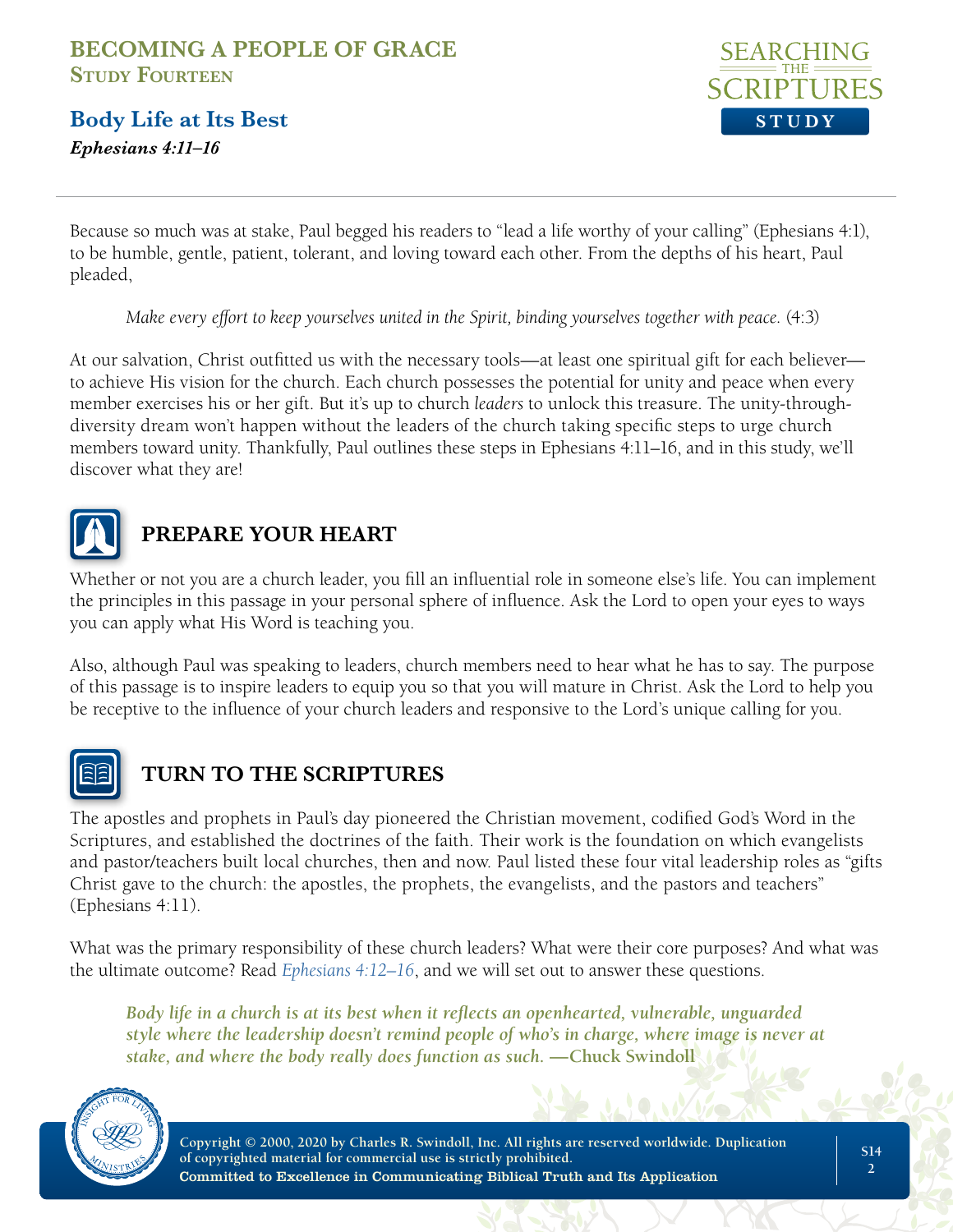Because so much was at stake, Paul begged his readers to "lead a life worthy of your calling" (Ephesians 4:1), to be humble, gentle, patient, tolerant, and loving toward each other. From the depths of his heart, Paul pleaded,

> *Make every effort to keep yourselves united in the Spirit, binding yourselves together with peace.* (4:3)

At our salvation, Christ outfitted us with the necessary tools—at least one spiritual gift for each believer—to achieve His vision for the church. Each church possesses the potential for unity and peace when every member exercises his or her gift. But it's up to church *leaders* to unlock this treasure. The unity-through-diversity dream won't happen without the leaders of the church taking specific steps to urge church members toward unity. Thankfully, Paul outlines these steps in Ephesians 4:11–16, and in this study, we'll discover what they are!

## PREPARE YOUR HEART

Whether or not you are a church leader, you fill an influential role in someone else's life. You can implement the principles in this passage in your personal sphere of influence. Ask the Lord to open your eyes to ways you can apply what His Word is teaching you.

Also, although Paul was speaking to leaders, church members need to hear what he has to say. The purpose of this passage is to inspire leaders to equip you so that you will mature in Christ. Ask the Lord to help you be receptive to the influence of your church leaders and responsive to the Lord's unique calling for you.

## TURN TO THE SCRIPTURES

The apostles and prophets in Paul's day pioneered the Christian movement, codified God's Word in the Scriptures, and established the doctrines of the faith. Their work is the foundation on which evangelists and pastor/teachers built local churches, then and now. Paul listed these four vital leadership roles as "gifts Christ gave to the church: the apostles, the prophets, the evangelists, and the pastors and teachers" (Ephesians 4:11).

What was the primary responsibility of these church leaders? What were their core purposes? And what was the ultimate outcome? Read *Ephesians 4:12–16*, and we will set out to answer these questions.

> ***Body life in a church is at its best when it reflects an openhearted, vulnerable, unguarded style where the leadership doesn't remind people of who's in charge, where image is never at stake, and where the body really does function as such.* —Chuck Swindoll**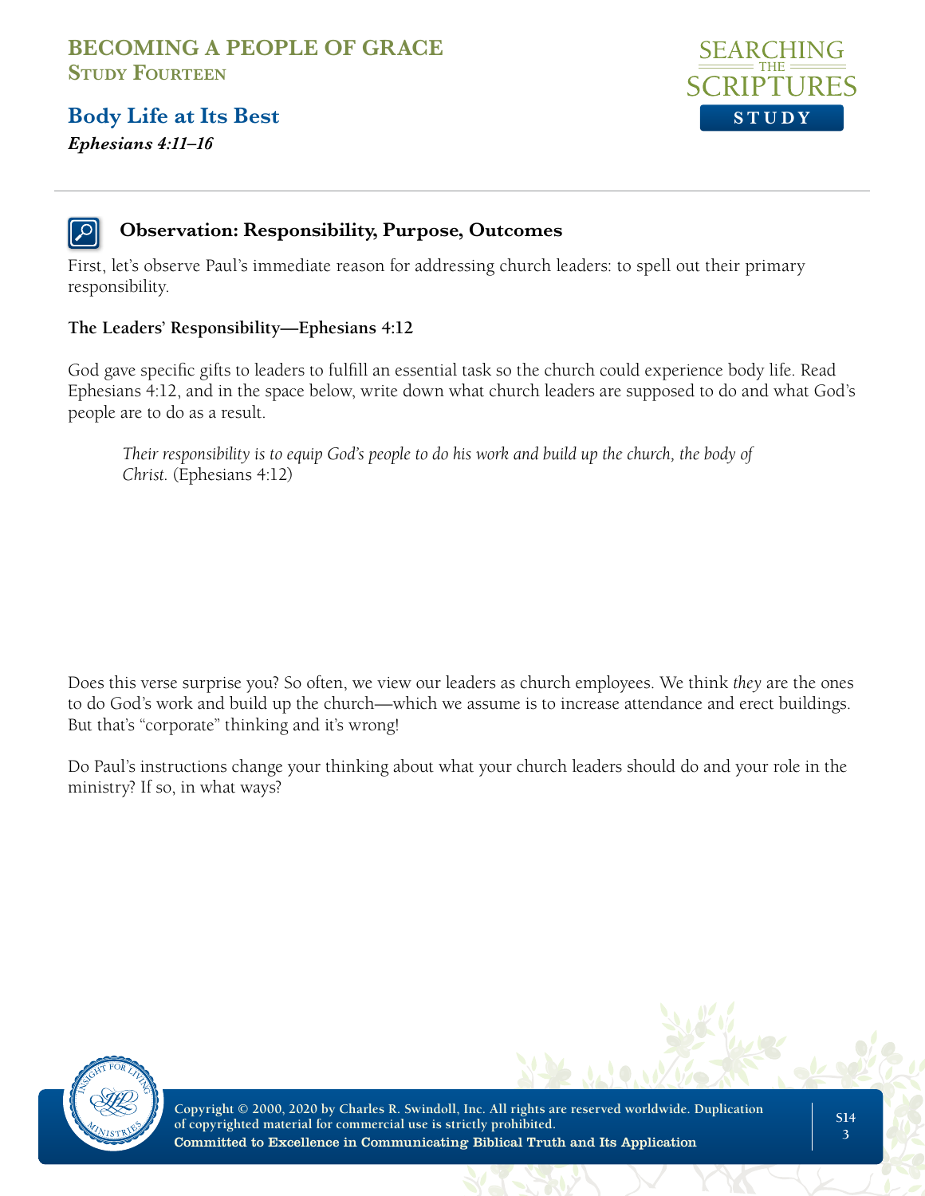# BECOMING A PEOPLE OF GRACE
**Study Fourteen**

## Body Life at Its Best
***Ephesians 4:11–16***

### Observation: Responsibility, Purpose, Outcomes

First, let's observe Paul's immediate reason for addressing church leaders: to spell out their primary responsibility.

**The Leaders' Responsibility—Ephesians 4:12**

God gave specific gifts to leaders to fulfill an essential task so the church could experience body life. Read Ephesians 4:12, and in the space below, write down what church leaders are supposed to do and what God's people are to do as a result.

> *Their responsibility is to equip God's people to do his work and build up the church, the body of Christ.* (Ephesians 4:12)

Does this verse surprise you? So often, we view our leaders as church employees. We think *they* are the ones to do God's work and build up the church—which we assume is to increase attendance and erect buildings. But that's "corporate" thinking and it's wrong!

Do Paul's instructions change your thinking about what your church leaders should do and your role in the ministry? If so, in what ways?

Copyright © 2000, 2020 by Charles R. Swindoll, Inc. All rights are reserved worldwide. Duplication of copyrighted material for commercial use is strictly prohibited.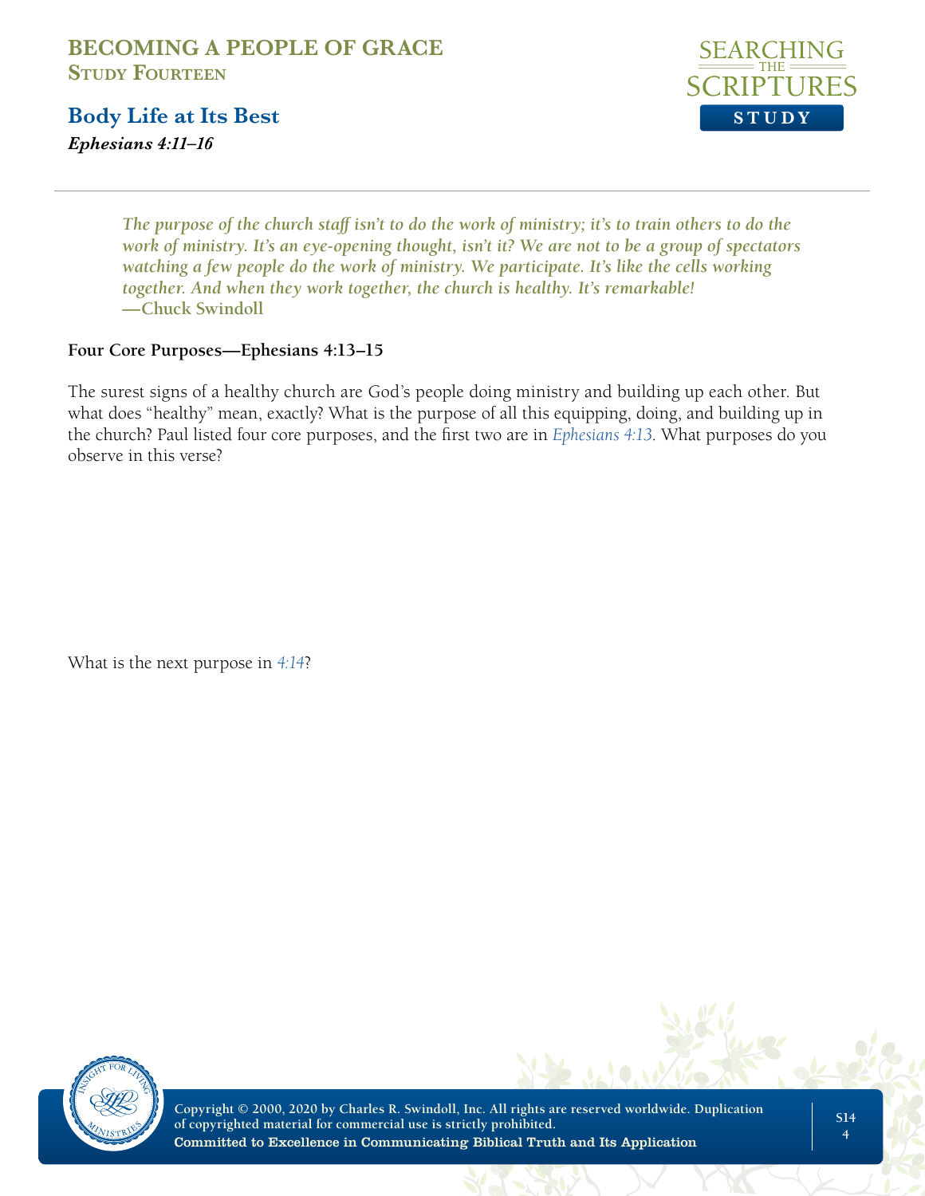# BECOMING A PEOPLE OF GRACE

## Study Fourteen

## Body Life at Its Best

***Ephesians 4:11–16***

*The purpose of the church staff isn't to do the work of ministry; it's to train others to do the work of ministry. It's an eye-opening thought, isn't it? We are not to be a group of spectators watching a few people do the work of ministry. We participate. It's like the cells working together. And when they work together, the church is healthy. It's remarkable!*
**—Chuck Swindoll**

### Four Core Purposes—Ephesians 4:13–15

The surest signs of a healthy church are God's people doing ministry and building up each other. But what does "healthy" mean, exactly? What is the purpose of all this equipping, doing, and building up in the church? Paul listed four core purposes, and the first two are in *Ephesians 4:13*. What purposes do you observe in this verse?

What is the next purpose in *4:14*?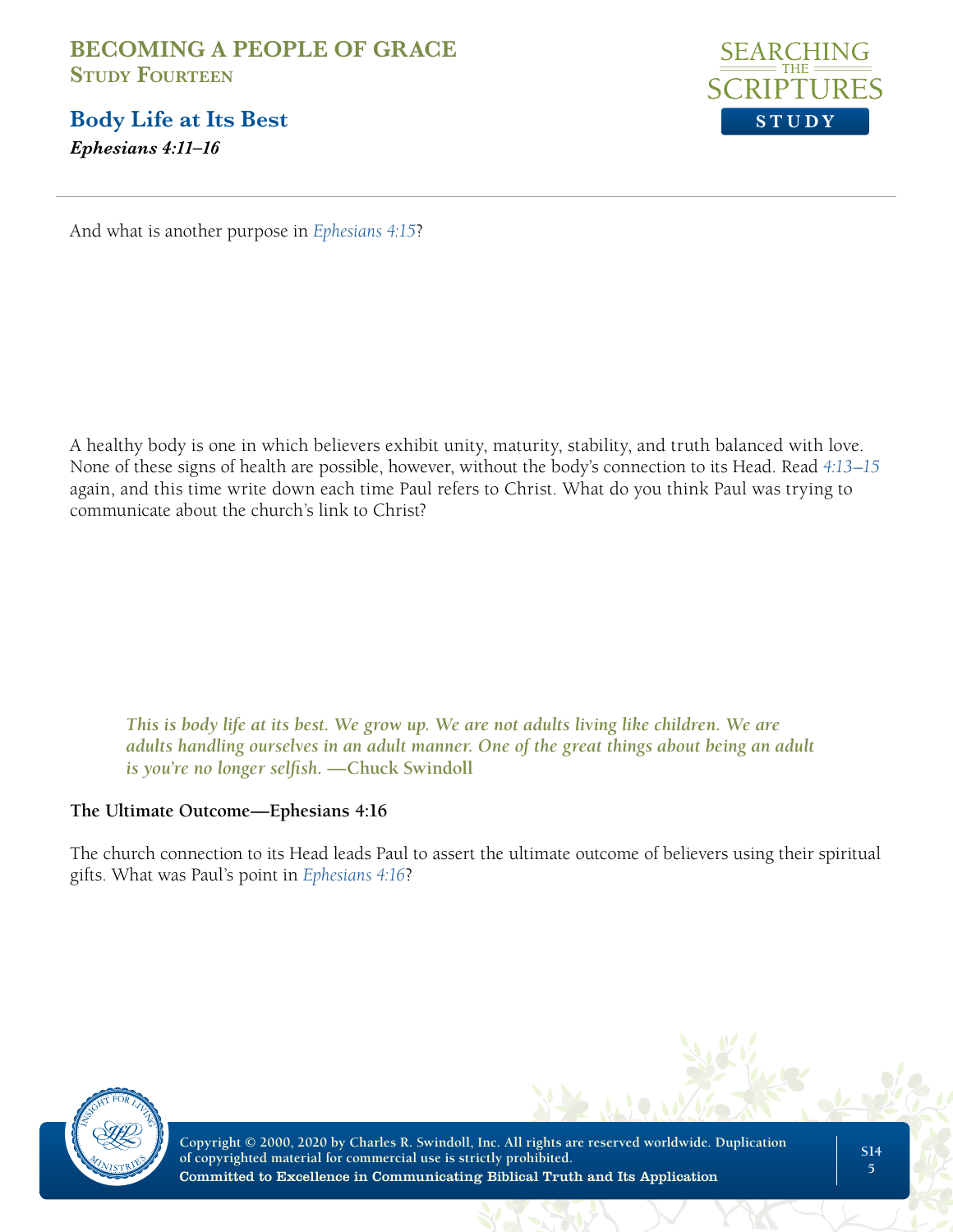And what is another purpose in *Ephesians 4:15*?

A healthy body is one in which believers exhibit unity, maturity, stability, and truth balanced with love. None of these signs of health are possible, however, without the body's connection to its Head. Read *4:13–15* again, and this time write down each time Paul refers to Christ. What do you think Paul was trying to communicate about the church's link to Christ?

> *This is body life at its best. We grow up. We are not adults living like children. We are adults handling ourselves in an adult manner. One of the great things about being an adult is you're no longer selfish.* **—Chuck Swindoll**

### The Ultimate Outcome—Ephesians 4:16

The church connection to its Head leads Paul to assert the ultimate outcome of believers using their spiritual gifts. What was Paul's point in *Ephesians 4:16*?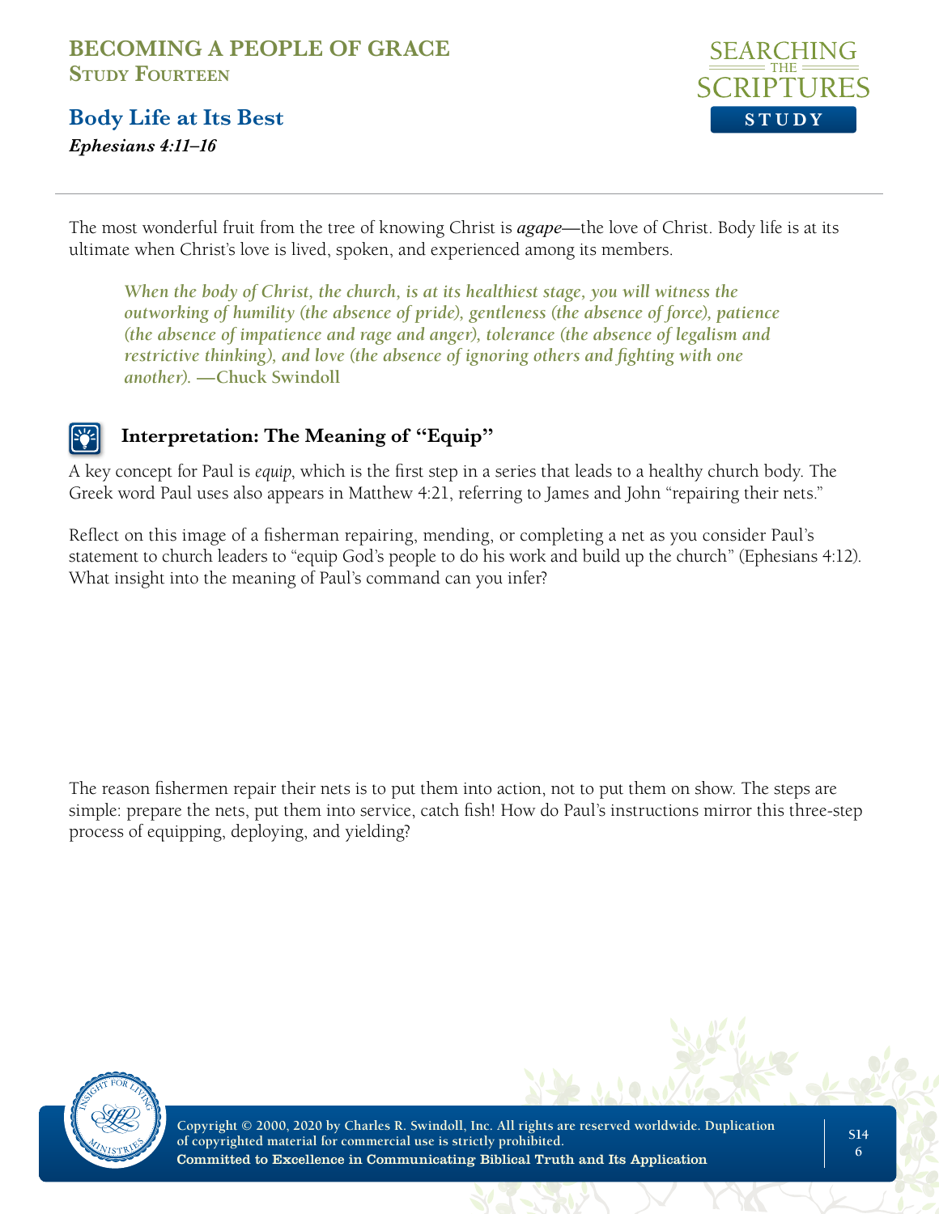# BECOMING A PEOPLE OF GRACE
## Study Fourteen

## Body Life at Its Best
***Ephesians 4:11–16***

The most wonderful fruit from the tree of knowing Christ is ***agape***—the love of Christ. Body life is at its ultimate when Christ's love is lived, spoken, and experienced among its members.

> ***When the body of Christ, the church, is at its healthiest stage, you will witness the outworking of humility (the absence of pride), gentleness (the absence of force), patience (the absence of impatience and rage and anger), tolerance (the absence of legalism and restrictive thinking), and love (the absence of ignoring others and fighting with one another).*** **—Chuck Swindoll**

### Interpretation: The Meaning of "Equip"

A key concept for Paul is *equip*, which is the first step in a series that leads to a healthy church body. The Greek word Paul uses also appears in Matthew 4:21, referring to James and John "repairing their nets."

Reflect on this image of a fisherman repairing, mending, or completing a net as you consider Paul's statement to church leaders to "equip God's people to do his work and build up the church" (Ephesians 4:12). What insight into the meaning of Paul's command can you infer?

The reason fishermen repair their nets is to put them into action, not to put them on show. The steps are simple: prepare the nets, put them into service, catch fish! How do Paul's instructions mirror this three-step process of equipping, deploying, and yielding?

Copyright © 2000, 2020 by Charles R. Swindoll, Inc. All rights are reserved worldwide. Duplication of copyrighted material for commercial use is strictly prohibited.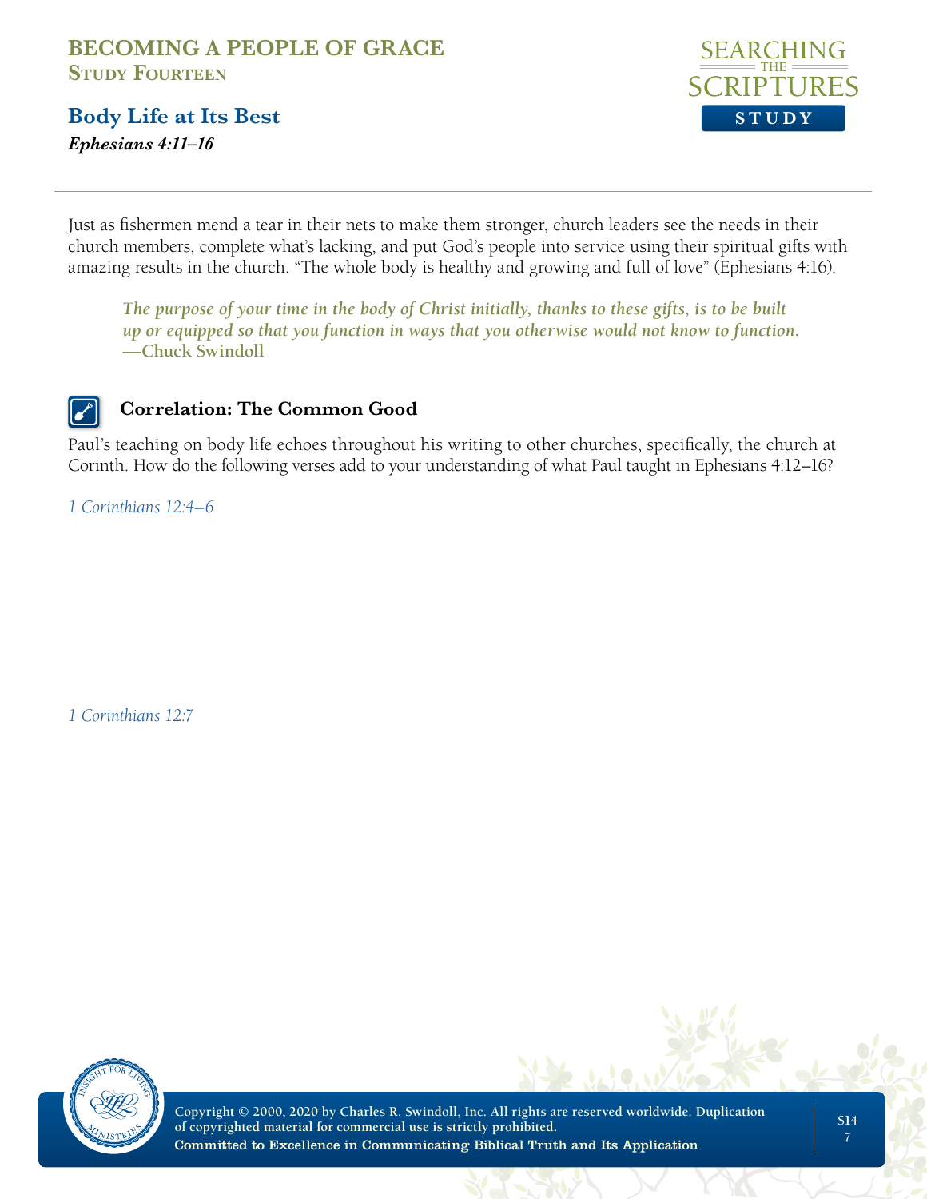# BECOMING A PEOPLE OF GRACE
## Study Fourteen

## Body Life at Its Best
***Ephesians 4:11–16***

Just as fishermen mend a tear in their nets to make them stronger, church leaders see the needs in their church members, complete what's lacking, and put God's people into service using their spiritual gifts with amazing results in the church. "The whole body is healthy and growing and full of love" (Ephesians 4:16).

> ***The purpose of your time in the body of Christ initially, thanks to these gifts, is to be built up or equipped so that you function in ways that you otherwise would not know to function.***
> **—Chuck Swindoll**

### Correlation: The Common Good

Paul's teaching on body life echoes throughout his writing to other churches, specifically, the church at Corinth. How do the following verses add to your understanding of what Paul taught in Ephesians 4:12–16?

*1 Corinthians 12:4–6*

*1 Corinthians 12:7*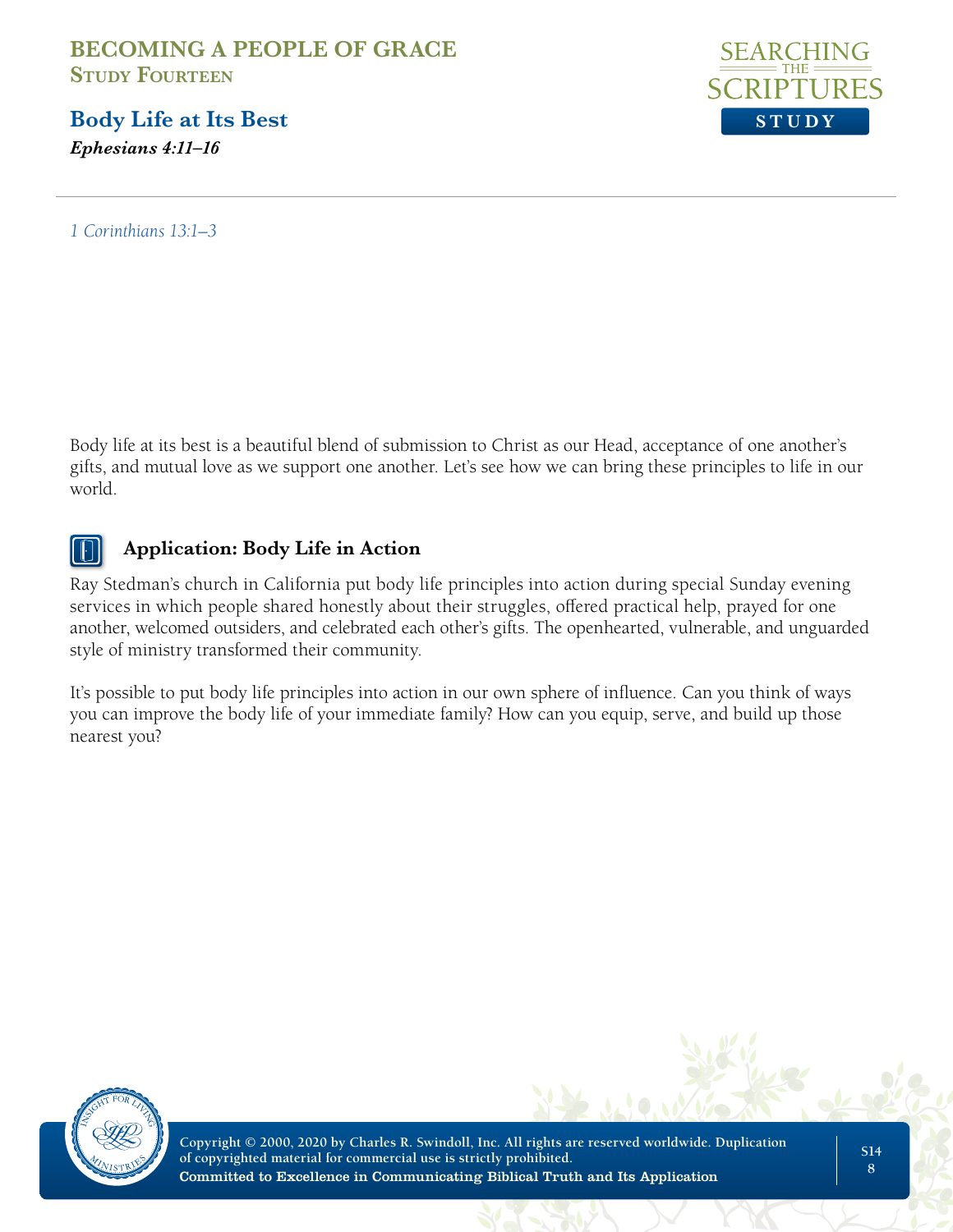*1 Corinthians 13:1–3*

Body life at its best is a beautiful blend of submission to Christ as our Head, acceptance of one another's gifts, and mutual love as we support one another. Let's see how we can bring these principles to life in our world.

### Application: Body Life in Action

Ray Stedman's church in California put body life principles into action during special Sunday evening services in which people shared honestly about their struggles, offered practical help, prayed for one another, welcomed outsiders, and celebrated each other's gifts. The openhearted, vulnerable, and unguarded style of ministry transformed their community.

It's possible to put body life principles into action in our own sphere of influence. Can you think of ways you can improve the body life of your immediate family? How can you equip, serve, and build up those nearest you?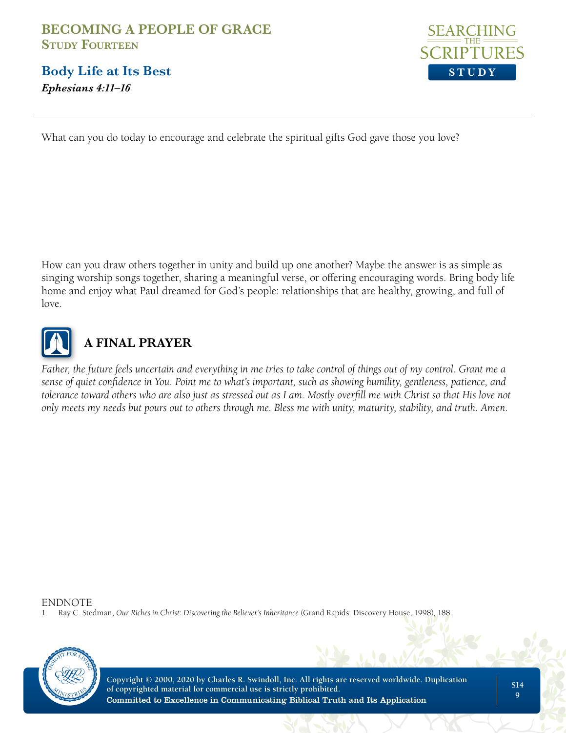What can you do today to encourage and celebrate the spiritual gifts God gave those you love?

How can you draw others together in unity and build up one another? Maybe the answer is as simple as singing worship songs together, sharing a meaningful verse, or offering encouraging words. Bring body life home and enjoy what Paul dreamed for God's people: relationships that are healthy, growing, and full of love.

## A FINAL PRAYER

*Father, the future feels uncertain and everything in me tries to take control of things out of my control. Grant me a sense of quiet confidence in You. Point me to what's important, such as showing humility, gentleness, patience, and tolerance toward others who are also just as stressed out as I am. Mostly overfill me with Christ so that His love not only meets my needs but pours out to others through me. Bless me with unity, maturity, stability, and truth. Amen.*

ENDNOTE

1. Ray C. Stedman, *Our Riches in Christ: Discovering the Believer's Inheritance* (Grand Rapids: Discovery House, 1998), 188.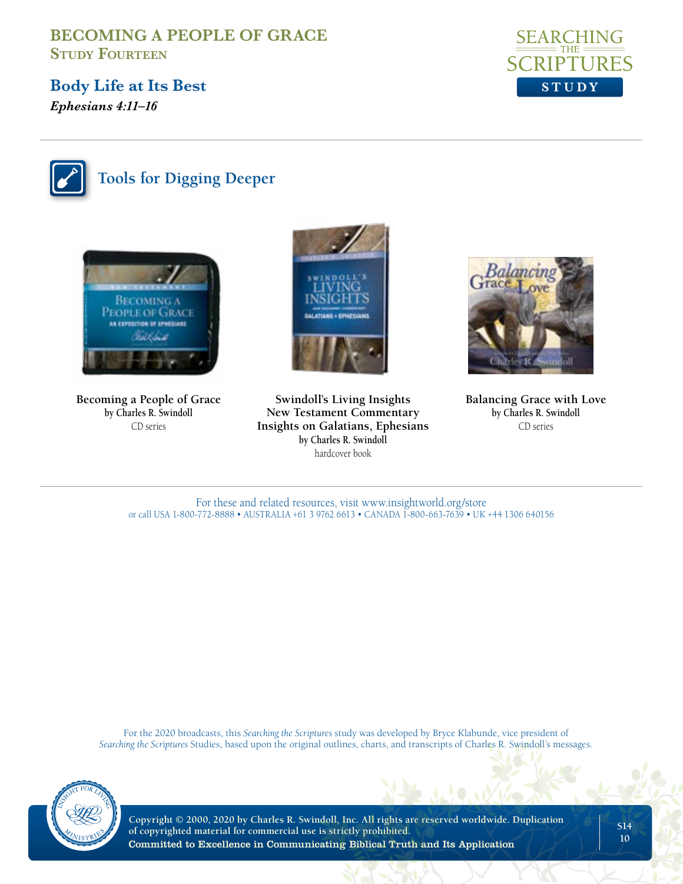# BECOMING A PEOPLE OF GRACE
## Study Fourteen

## Body Life at Its Best
***Ephesians 4:11–16***

## Tools for Digging Deeper

**Becoming a People of Grace**
by Charles R. Swindoll
CD series

**Swindoll's Living Insights New Testament Commentary Insights on Galatians, Ephesians**
by Charles R. Swindoll
hardcover book

**Balancing Grace with Love**
by Charles R. Swindoll
CD series

For these and related resources, visit www.insightworld.org/store
or call USA 1-800-772-8888 • AUSTRALIA +61 3 9762 6613 • CANADA 1-800-663-7639 • UK +44 1306 640156

For the 2020 broadcasts, this *Searching the Scriptures* study was developed by Bryce Klabunde, vice president of *Searching the Scriptures* Studies, based upon the original outlines, charts, and transcripts of Charles R. Swindoll's messages.

Copyright © 2000, 2020 by Charles R. Swindoll, Inc. All rights are reserved worldwide. Duplication of copyrighted material for commercial use is strictly prohibited.
**Committed to Excellence in Communicating Biblical Truth and Its Application**